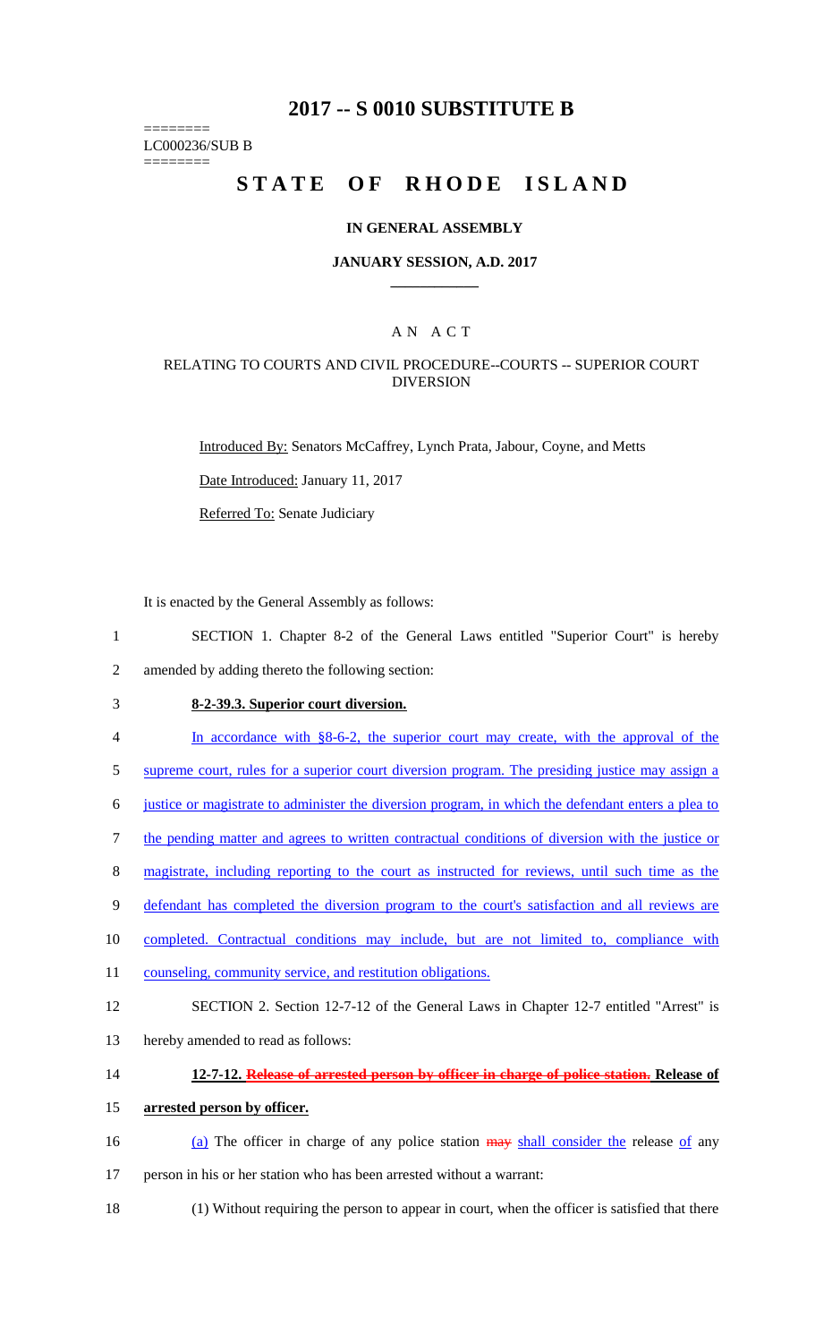# 2017 -- S 0010 SUBSTITUTE B

========
LC000236/SUB B
========

# STATE OF RHODE ISLAND

## IN GENERAL ASSEMBLY

## JANUARY SESSION, A.D. 2017

### A N A C T

### RELATING TO COURTS AND CIVIL PROCEDURE--COURTS -- SUPERIOR COURT DIVERSION

Introduced By: Senators McCaffrey, Lynch Prata, Jabour, Coyne, and Metts

Date Introduced: January 11, 2017

Referred To: Senate Judiciary

It is enacted by the General Assembly as follows:

1 SECTION 1. Chapter 8-2 of the General Laws entitled "Superior Court" is hereby
2 amended by adding thereto the following section:

3 **8-2-39.3. Superior court diversion.**

4 In accordance with §8-6-2, the superior court may create, with the approval of the
5 supreme court, rules for a superior court diversion program. The presiding justice may assign a
6 justice or magistrate to administer the diversion program, in which the defendant enters a plea to
7 the pending matter and agrees to written contractual conditions of diversion with the justice or
8 magistrate, including reporting to the court as instructed for reviews, until such time as the
9 defendant has completed the diversion program to the court's satisfaction and all reviews are
10 completed. Contractual conditions may include, but are not limited to, compliance with
11 counseling, community service, and restitution obligations.

12 SECTION 2. Section 12-7-12 of the General Laws in Chapter 12-7 entitled "Arrest" is
13 hereby amended to read as follows:

14 **12-7-12. ~~Release of arrested person by officer in charge of police station.~~ Release of**
15 **arrested person by officer.**

16 (a) The officer in charge of any police station ~~may~~ shall consider the release of any
17 person in his or her station who has been arrested without a warrant:

18 (1) Without requiring the person to appear in court, when the officer is satisfied that there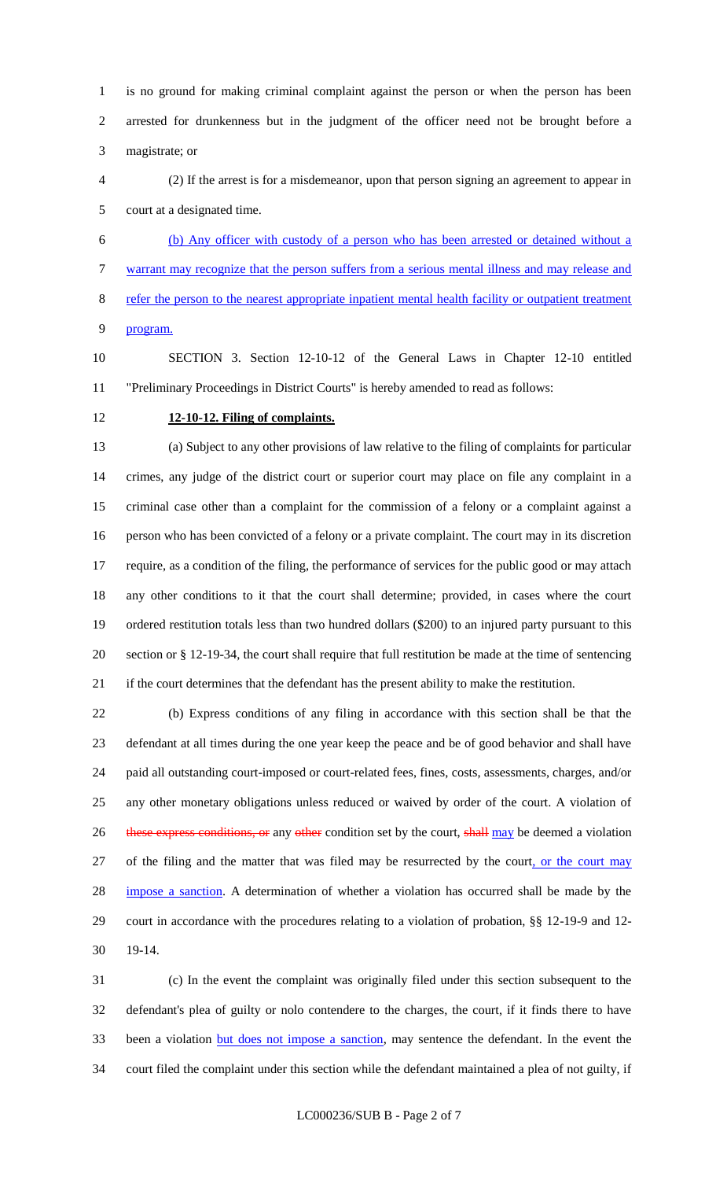is no ground for making criminal complaint against the person or when the person has been arrested for drunkenness but in the judgment of the officer need not be brought before a magistrate; or

(2) If the arrest is for a misdemeanor, upon that person signing an agreement to appear in court at a designated time.

(b) Any officer with custody of a person who has been arrested or detained without a warrant may recognize that the person suffers from a serious mental illness and may release and refer the person to the nearest appropriate inpatient mental health facility or outpatient treatment program.

SECTION 3. Section 12-10-12 of the General Laws in Chapter 12-10 entitled "Preliminary Proceedings in District Courts" is hereby amended to read as follows:

**12-10-12. Filing of complaints.**

(a) Subject to any other provisions of law relative to the filing of complaints for particular crimes, any judge of the district court or superior court may place on file any complaint in a criminal case other than a complaint for the commission of a felony or a complaint against a person who has been convicted of a felony or a private complaint. The court may in its discretion require, as a condition of the filing, the performance of services for the public good or may attach any other conditions to it that the court shall determine; provided, in cases where the court ordered restitution totals less than two hundred dollars ($200) to an injured party pursuant to this section or § 12-19-34, the court shall require that full restitution be made at the time of sentencing if the court determines that the defendant has the present ability to make the restitution.

(b) Express conditions of any filing in accordance with this section shall be that the defendant at all times during the one year keep the peace and be of good behavior and shall have paid all outstanding court-imposed or court-related fees, fines, costs, assessments, charges, and/or any other monetary obligations unless reduced or waived by order of the court. A violation of ~~these express conditions, or~~ any ~~other~~ condition set by the court, ~~shall~~ may be deemed a violation of the filing and the matter that was filed may be resurrected by the court, or the court may impose a sanction. A determination of whether a violation has occurred shall be made by the court in accordance with the procedures relating to a violation of probation, §§ 12-19-9 and 12-19-14.

(c) In the event the complaint was originally filed under this section subsequent to the defendant's plea of guilty or nolo contendere to the charges, the court, if it finds there to have been a violation but does not impose a sanction, may sentence the defendant. In the event the court filed the complaint under this section while the defendant maintained a plea of not guilty, if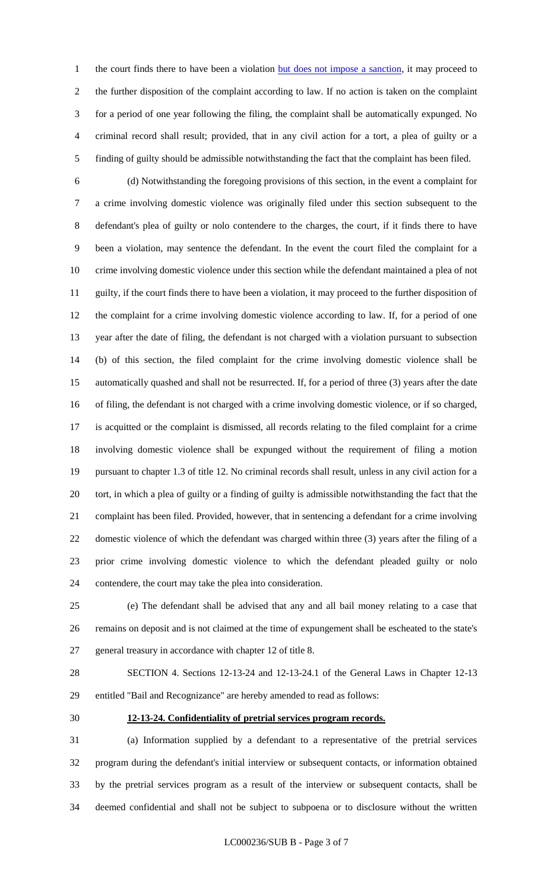the court finds there to have been a violation but does not impose a sanction, it may proceed to the further disposition of the complaint according to law. If no action is taken on the complaint for a period of one year following the filing, the complaint shall be automatically expunged. No criminal record shall result; provided, that in any civil action for a tort, a plea of guilty or a finding of guilty should be admissible notwithstanding the fact that the complaint has been filed.

(d) Notwithstanding the foregoing provisions of this section, in the event a complaint for a crime involving domestic violence was originally filed under this section subsequent to the defendant's plea of guilty or nolo contendere to the charges, the court, if it finds there to have been a violation, may sentence the defendant. In the event the court filed the complaint for a crime involving domestic violence under this section while the defendant maintained a plea of not guilty, if the court finds there to have been a violation, it may proceed to the further disposition of the complaint for a crime involving domestic violence according to law. If, for a period of one year after the date of filing, the defendant is not charged with a violation pursuant to subsection (b) of this section, the filed complaint for the crime involving domestic violence shall be automatically quashed and shall not be resurrected. If, for a period of three (3) years after the date of filing, the defendant is not charged with a crime involving domestic violence, or if so charged, is acquitted or the complaint is dismissed, all records relating to the filed complaint for a crime involving domestic violence shall be expunged without the requirement of filing a motion pursuant to chapter 1.3 of title 12. No criminal records shall result, unless in any civil action for a tort, in which a plea of guilty or a finding of guilty is admissible notwithstanding the fact that the complaint has been filed. Provided, however, that in sentencing a defendant for a crime involving domestic violence of which the defendant was charged within three (3) years after the filing of a prior crime involving domestic violence to which the defendant pleaded guilty or nolo contendere, the court may take the plea into consideration.

(e) The defendant shall be advised that any and all bail money relating to a case that remains on deposit and is not claimed at the time of expungement shall be escheated to the state's general treasury in accordance with chapter 12 of title 8.

SECTION 4. Sections 12-13-24 and 12-13-24.1 of the General Laws in Chapter 12-13 entitled "Bail and Recognizance" are hereby amended to read as follows:

**12-13-24. Confidentiality of pretrial services program records.**

(a) Information supplied by a defendant to a representative of the pretrial services program during the defendant's initial interview or subsequent contacts, or information obtained by the pretrial services program as a result of the interview or subsequent contacts, shall be deemed confidential and shall not be subject to subpoena or to disclosure without the written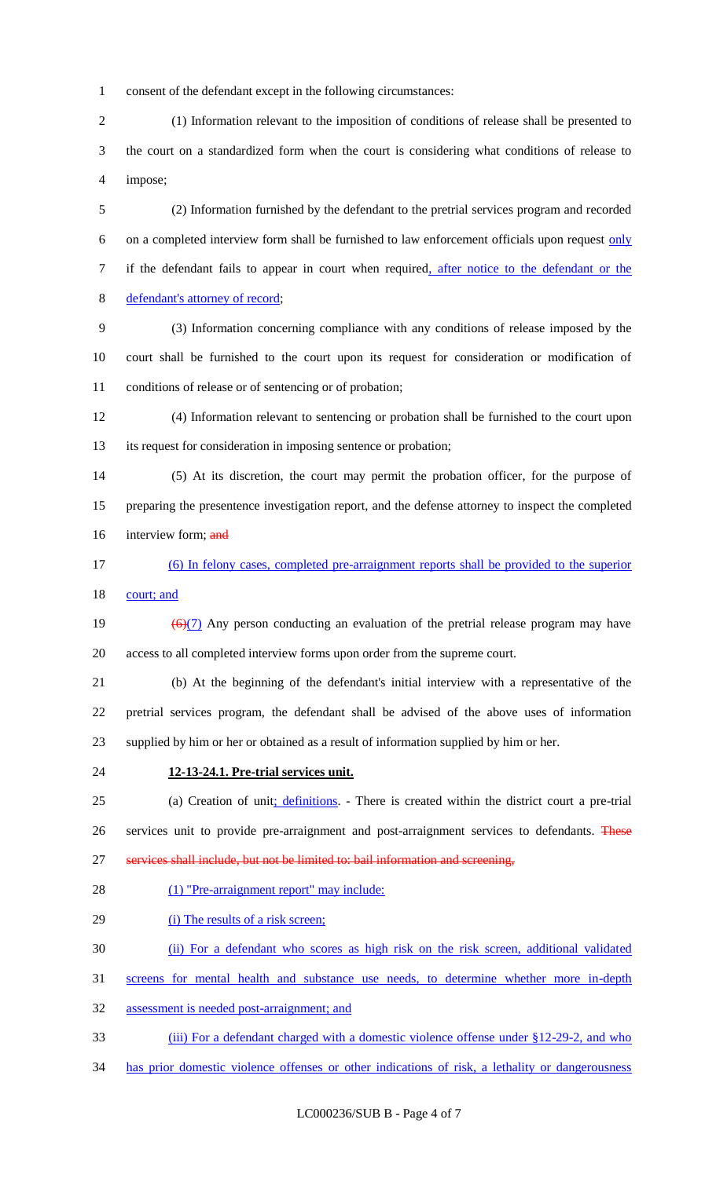consent of the defendant except in the following circumstances:

(1) Information relevant to the imposition of conditions of release shall be presented to the court on a standardized form when the court is considering what conditions of release to impose;

(2) Information furnished by the defendant to the pretrial services program and recorded on a completed interview form shall be furnished to law enforcement officials upon request only if the defendant fails to appear in court when required, after notice to the defendant or the defendant's attorney of record;

(3) Information concerning compliance with any conditions of release imposed by the court shall be furnished to the court upon its request for consideration or modification of conditions of release or of sentencing or of probation;

(4) Information relevant to sentencing or probation shall be furnished to the court upon its request for consideration in imposing sentence or probation;

(5) At its discretion, the court may permit the probation officer, for the purpose of preparing the presentence investigation report, and the defense attorney to inspect the completed interview form; ~~and~~

(6) In felony cases, completed pre-arraignment reports shall be provided to the superior court; and

~~(6)~~(7) Any person conducting an evaluation of the pretrial release program may have access to all completed interview forms upon order from the supreme court.

(b) At the beginning of the defendant's initial interview with a representative of the pretrial services program, the defendant shall be advised of the above uses of information supplied by him or her or obtained as a result of information supplied by him or her.

**12-13-24.1. Pre-trial services unit.**

(a) Creation of unit; definitions. - There is created within the district court a pre-trial services unit to provide pre-arraignment and post-arraignment services to defendants. ~~These services shall include, but not be limited to: bail information and screening,~~

(1) "Pre-arraignment report" may include:

(i) The results of a risk screen;

(ii) For a defendant who scores as high risk on the risk screen, additional validated screens for mental health and substance use needs, to determine whether more in-depth assessment is needed post-arraignment; and

(iii) For a defendant charged with a domestic violence offense under §12-29-2, and who has prior domestic violence offenses or other indications of risk, a lethality or dangerousness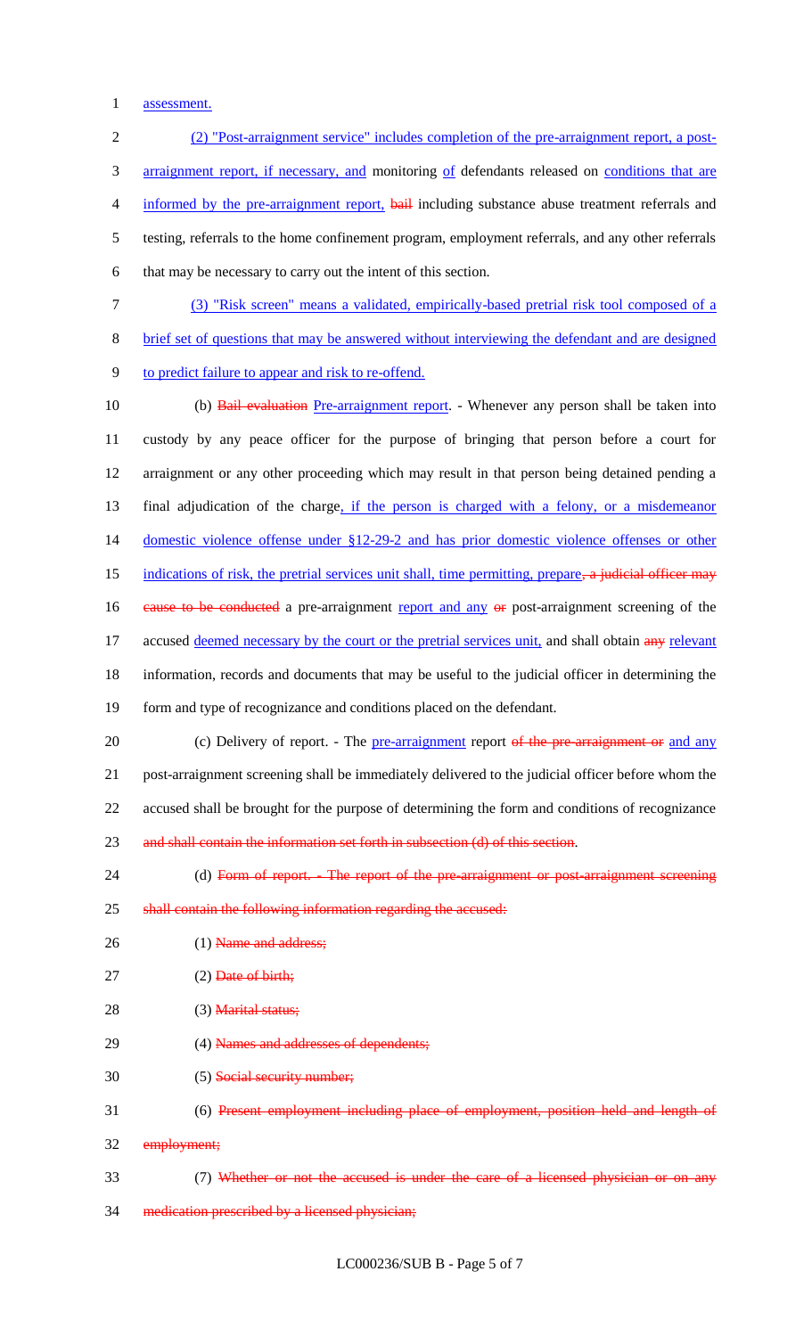assessment.

(2) "Post-arraignment service" includes completion of the pre-arraignment report, a post-arraignment report, if necessary, and monitoring of defendants released on conditions that are informed by the pre-arraignment report, bail including substance abuse treatment referrals and testing, referrals to the home confinement program, employment referrals, and any other referrals that may be necessary to carry out the intent of this section.

(3) "Risk screen" means a validated, empirically-based pretrial risk tool composed of a brief set of questions that may be answered without interviewing the defendant and are designed to predict failure to appear and risk to re-offend.

(b) Bail evaluation Pre-arraignment report. - Whenever any person shall be taken into custody by any peace officer for the purpose of bringing that person before a court for arraignment or any other proceeding which may result in that person being detained pending a final adjudication of the charge, if the person is charged with a felony, or a misdemeanor domestic violence offense under §12-29-2 and has prior domestic violence offenses or other indications of risk, the pretrial services unit shall, time permitting, prepare, a judicial officer may cause to be conducted a pre-arraignment report and any or post-arraignment screening of the accused deemed necessary by the court or the pretrial services unit, and shall obtain any relevant information, records and documents that may be useful to the judicial officer in determining the form and type of recognizance and conditions placed on the defendant.

(c) Delivery of report. - The pre-arraignment report of the pre-arraignment or and any post-arraignment screening shall be immediately delivered to the judicial officer before whom the accused shall be brought for the purpose of determining the form and conditions of recognizance and shall contain the information set forth in subsection (d) of this section.

(d) Form of report. - The report of the pre-arraignment or post-arraignment screening shall contain the following information regarding the accused:

(1) Name and address;

(2) Date of birth;

(3) Marital status;

(4) Names and addresses of dependents;

(5) Social security number;

(6) Present employment including place of employment, position held and length of employment;

(7) Whether or not the accused is under the care of a licensed physician or on any medication prescribed by a licensed physician;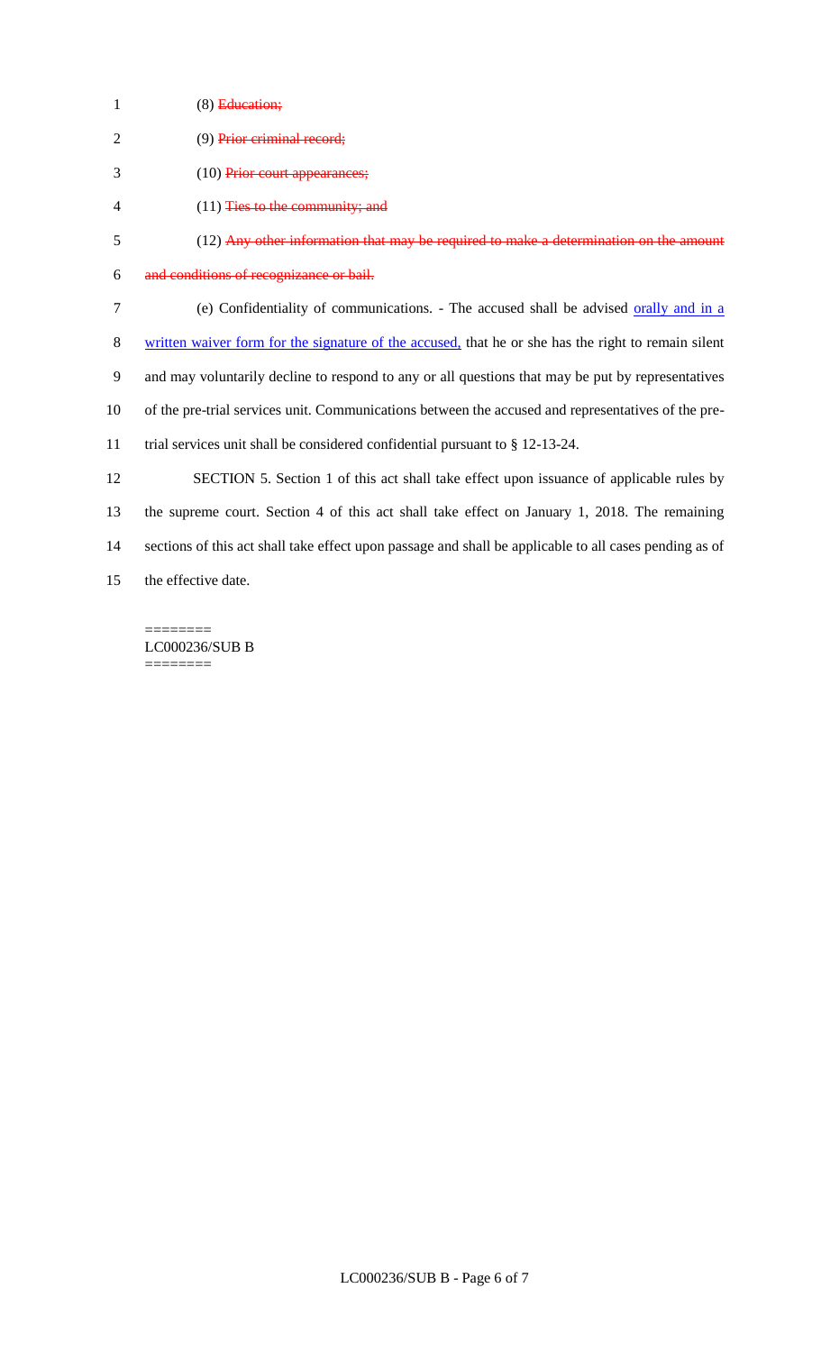(8) ~~Education;~~

(9) ~~Prior criminal record;~~

(10) ~~Prior court appearances;~~

(11) ~~Ties to the community; and~~

(12) ~~Any other information that may be required to make a determination on the amount and conditions of recognizance or bail.~~

(e) Confidentiality of communications. - The accused shall be advised orally and in a written waiver form for the signature of the accused, that he or she has the right to remain silent and may voluntarily decline to respond to any or all questions that may be put by representatives of the pre-trial services unit. Communications between the accused and representatives of the pre-trial services unit shall be considered confidential pursuant to § 12-13-24.

SECTION 5. Section 1 of this act shall take effect upon issuance of applicable rules by the supreme court. Section 4 of this act shall take effect on January 1, 2018. The remaining sections of this act shall take effect upon passage and shall be applicable to all cases pending as of the effective date.

========
LC000236/SUB B
========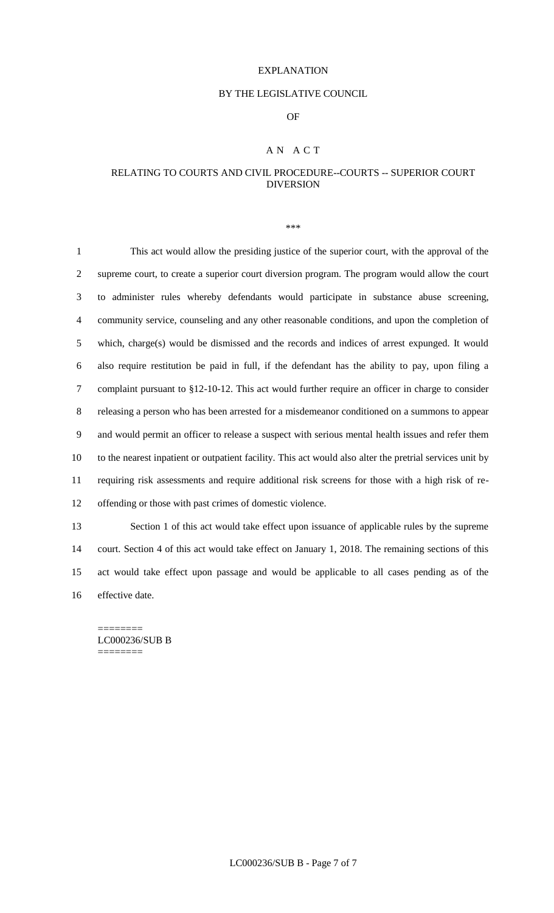EXPLANATION

BY THE LEGISLATIVE COUNCIL

OF

A N A C T

RELATING TO COURTS AND CIVIL PROCEDURE--COURTS -- SUPERIOR COURT DIVERSION

***

This act would allow the presiding justice of the superior court, with the approval of the supreme court, to create a superior court diversion program. The program would allow the court to administer rules whereby defendants would participate in substance abuse screening, community service, counseling and any other reasonable conditions, and upon the completion of which, charge(s) would be dismissed and the records and indices of arrest expunged. It would also require restitution be paid in full, if the defendant has the ability to pay, upon filing a complaint pursuant to §12-10-12. This act would further require an officer in charge to consider releasing a person who has been arrested for a misdemeanor conditioned on a summons to appear and would permit an officer to release a suspect with serious mental health issues and refer them to the nearest inpatient or outpatient facility. This act would also alter the pretrial services unit by requiring risk assessments and require additional risk screens for those with a high risk of re-offending or those with past crimes of domestic violence.

Section 1 of this act would take effect upon issuance of applicable rules by the supreme court. Section 4 of this act would take effect on January 1, 2018. The remaining sections of this act would take effect upon passage and would be applicable to all cases pending as of the effective date.

========
LC000236/SUB B
========